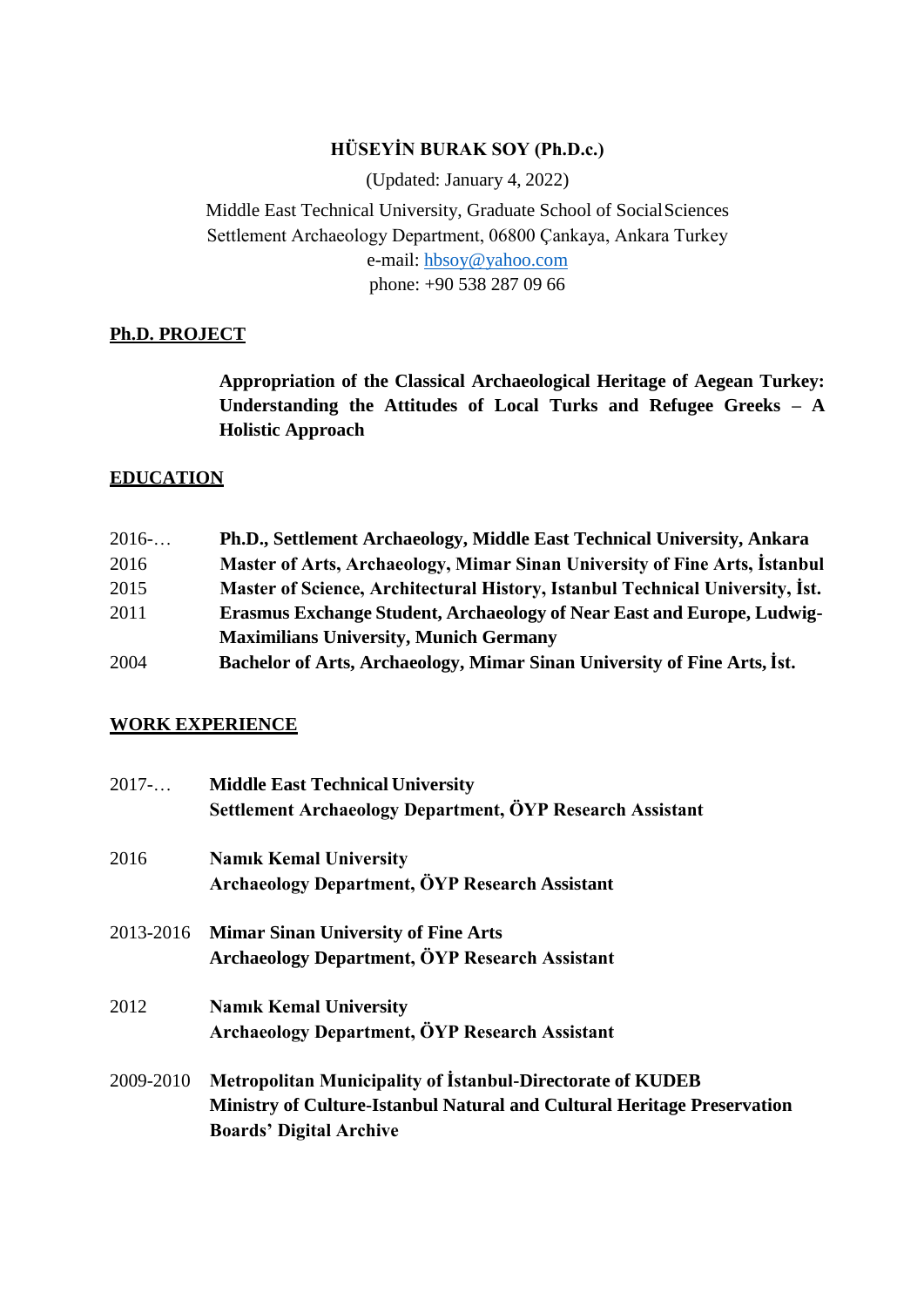# HÜSEYİN BURAK SOY (Ph.D.c.)

(Updated: January 4, 2022)

Middle East Technical University, Graduate School of Social Sciences
Settlement Archaeology Department, 06800 Çankaya, Ankara Turkey
e-mail: hbsoy@yahoo.com
phone: +90 538 287 09 66

## Ph.D. PROJECT

**Appropriation of the Classical Archaeological Heritage of Aegean Turkey: Understanding the Attitudes of Local Turks and Refugee Greeks – A Holistic Approach**

## EDUCATION

| | |
|---|---|
| 2016-… | **Ph.D., Settlement Archaeology, Middle East Technical University, Ankara** |
| 2016 | **Master of Arts, Archaeology, Mimar Sinan University of Fine Arts, İstanbul** |
| 2015 | **Master of Science, Architectural History, Istanbul Technical University, İst.** |
| 2011 | **Erasmus Exchange Student, Archaeology of Near East and Europe, Ludwig-Maximilians University, Munich Germany** |
| 2004 | **Bachelor of Arts, Archaeology, Mimar Sinan University of Fine Arts, İst.** |

## WORK EXPERIENCE

| | |
|---|---|
| 2017-… | **Middle East Technical University**<br>**Settlement Archaeology Department, ÖYP Research Assistant** |
| 2016 | **Namık Kemal University**<br>**Archaeology Department, ÖYP Research Assistant** |
| 2013-2016 | **Mimar Sinan University of Fine Arts**<br>**Archaeology Department, ÖYP Research Assistant** |
| 2012 | **Namık Kemal University**<br>**Archaeology Department, ÖYP Research Assistant** |
| 2009-2010 | **Metropolitan Municipality of İstanbul-Directorate of KUDEB**<br>**Ministry of Culture-Istanbul Natural and Cultural Heritage Preservation Boards' Digital Archive** |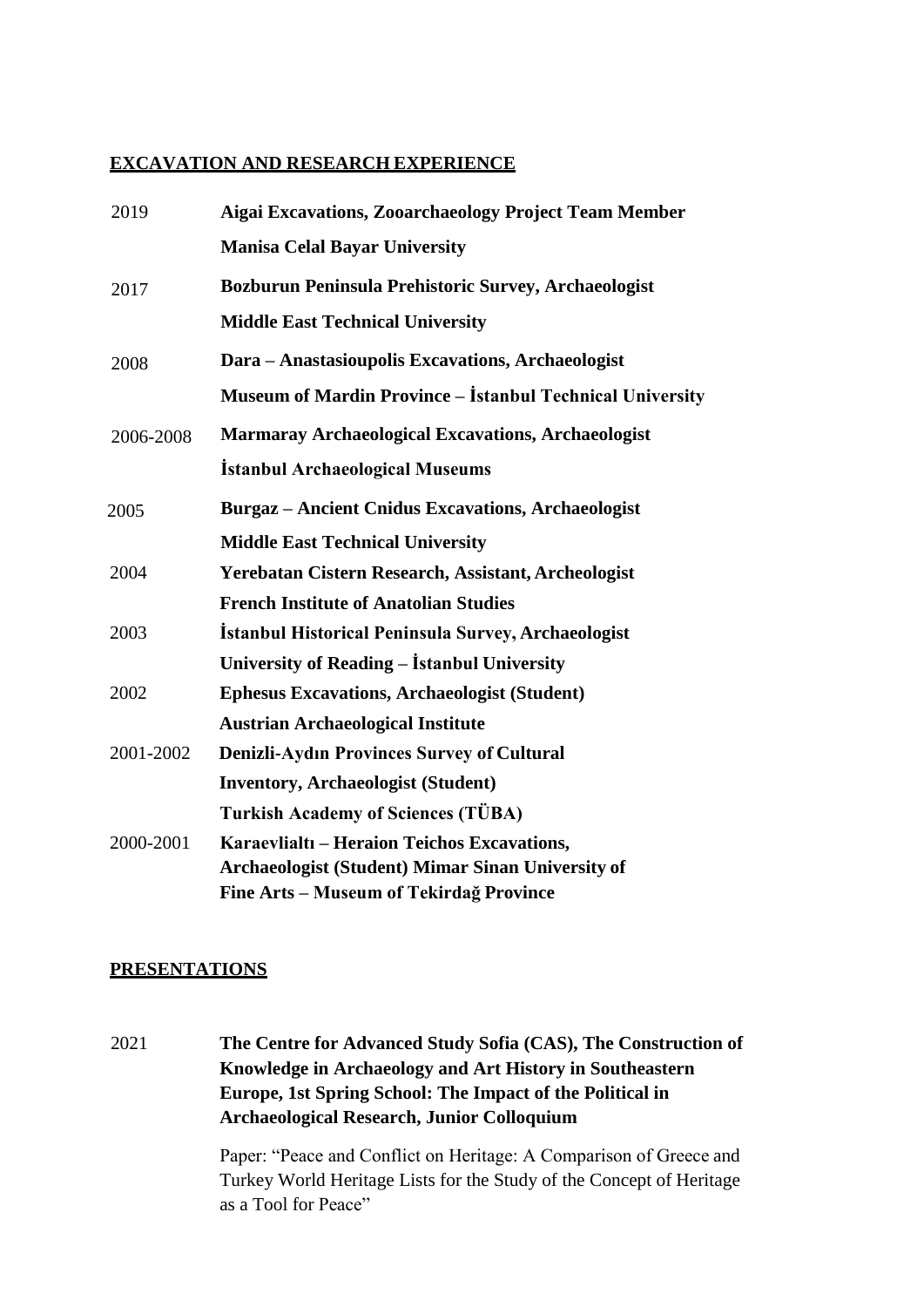## EXCAVATION AND RESEARCH EXPERIENCE

2019 **Aigai Excavations, Zooarchaeology Project Team Member**
**Manisa Celal Bayar University**

2017 **Bozburun Peninsula Prehistoric Survey, Archaeologist**
**Middle East Technical University**

2008 **Dara – Anastasioupolis Excavations, Archaeologist**
**Museum of Mardin Province – İstanbul Technical University**

2006-2008 **Marmaray Archaeological Excavations, Archaeologist**
**İstanbul Archaeological Museums**

2005 **Burgaz – Ancient Cnidus Excavations, Archaeologist**
**Middle East Technical University**

2004 **Yerebatan Cistern Research, Assistant, Archeologist**
**French Institute of Anatolian Studies**

2003 **İstanbul Historical Peninsula Survey, Archaeologist**
**University of Reading – İstanbul University**

2002 **Ephesus Excavations, Archaeologist (Student)**
**Austrian Archaeological Institute**

2001-2002 **Denizli-Aydın Provinces Survey of Cultural Inventory, Archaeologist (Student)**
**Turkish Academy of Sciences (TÜBA)**

2000-2001 **Karaevlialtı – Heraion Teichos Excavations, Archaeologist (Student) Mimar Sinan University of Fine Arts – Museum of Tekirdağ Province**

## PRESENTATIONS

2021 **The Centre for Advanced Study Sofia (CAS), The Construction of Knowledge in Archaeology and Art History in Southeastern Europe, 1st Spring School: The Impact of the Political in Archaeological Research, Junior Colloquium**

Paper: "Peace and Conflict on Heritage: A Comparison of Greece and Turkey World Heritage Lists for the Study of the Concept of Heritage as a Tool for Peace"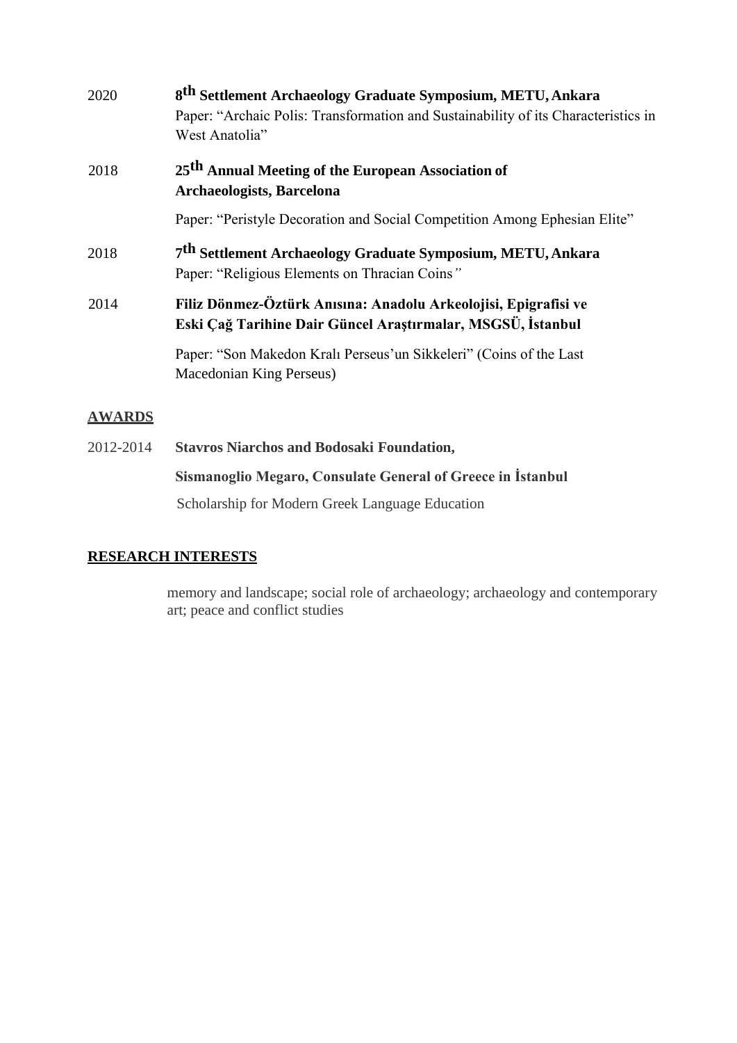2020 **8th Settlement Archaeology Graduate Symposium, METU, Ankara**
Paper: "Archaic Polis: Transformation and Sustainability of its Characteristics in West Anatolia"

2018 **25th Annual Meeting of the European Association of Archaeologists, Barcelona**
Paper: "Peristyle Decoration and Social Competition Among Ephesian Elite"

2018 **7th Settlement Archaeology Graduate Symposium, METU, Ankara**
Paper: "Religious Elements on Thracian Coins"

2014 **Filiz Dönmez-Öztürk Anısına: Anadolu Arkeolojisi, Epigrafisi ve Eski Çağ Tarihine Dair Güncel Araştırmalar, MSGSÜ, İstanbul**
Paper: "Son Makedon Kralı Perseus'un Sikkeleri" (Coins of the Last Macedonian King Perseus)

## AWARDS

2012-2014 **Stavros Niarchos and Bodosaki Foundation,**
**Sismanoglio Megaro, Consulate General of Greece in İstanbul**
Scholarship for Modern Greek Language Education

## RESEARCH INTERESTS

memory and landscape; social role of archaeology; archaeology and contemporary art; peace and conflict studies